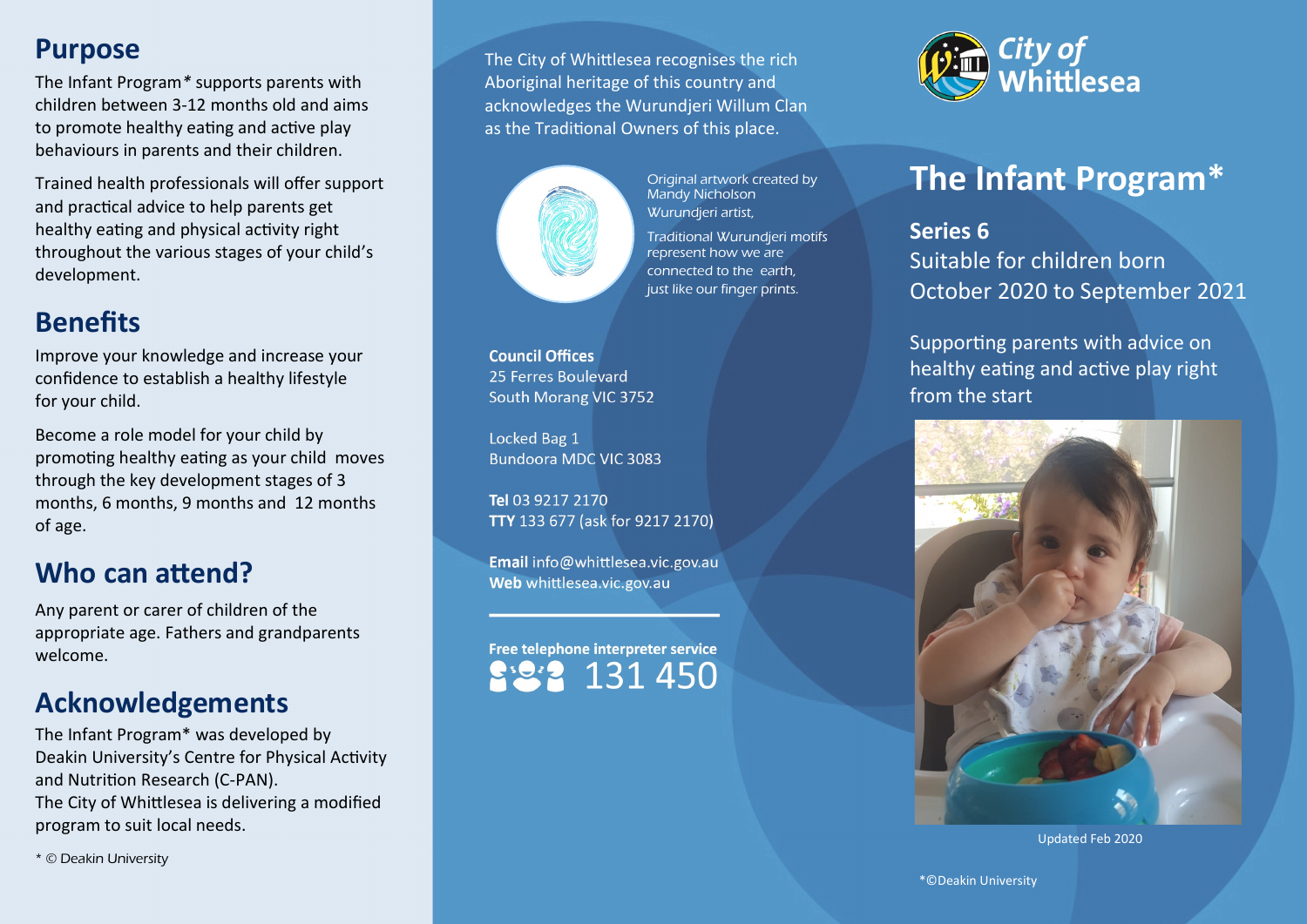## Purpose

The Infant Program* supports parents with children between 3-12 months old and aims to promote healthy eating and active play behaviours in parents and their children.

Trained health professionals will offer support and practical advice to help parents get healthy eating and physical activity right throughout the various stages of your child's development.

## Benefits

Improve your knowledge and increase your confidence to establish a healthy lifestyle for your child.

Become a role model for your child by promoting healthy eating as your child moves through the key development stages of 3 months, 6 months, 9 months and 12 months of age.

## Who can attend?

Any parent or carer of children of the appropriate age. Fathers and grandparents welcome.

## Acknowledgements

The Infant Program* was developed by Deakin University's Centre for Physical Activity and Nutrition Research (C-PAN).
The City of Whittlesea is delivering a modified program to suit local needs.

* © Deakin University

The City of Whittlesea recognises the rich Aboriginal heritage of this country and acknowledges the Wurundjeri Willum Clan as the Traditional Owners of this place.

Original artwork created by Mandy Nicholson Wurundjeri artist,

Traditional Wurundjeri motifs represent how we are connected to the earth, just like our finger prints.

**Council Offices**
25 Ferres Boulevard
South Morang VIC 3752

Locked Bag 1
Bundoora MDC VIC 3083

**Tel** 03 9217 2170
**TTY** 133 677 (ask for 9217 2170)

**Email** info@whittlesea.vic.gov.au
**Web** whittlesea.vic.gov.au

**Free telephone interpreter service**
131 450

City of Whittlesea

# The Infant Program*

**Series 6**
Suitable for children born October 2020 to September 2021

Supporting parents with advice on healthy eating and active play right from the start

Updated Feb 2020

*©Deakin University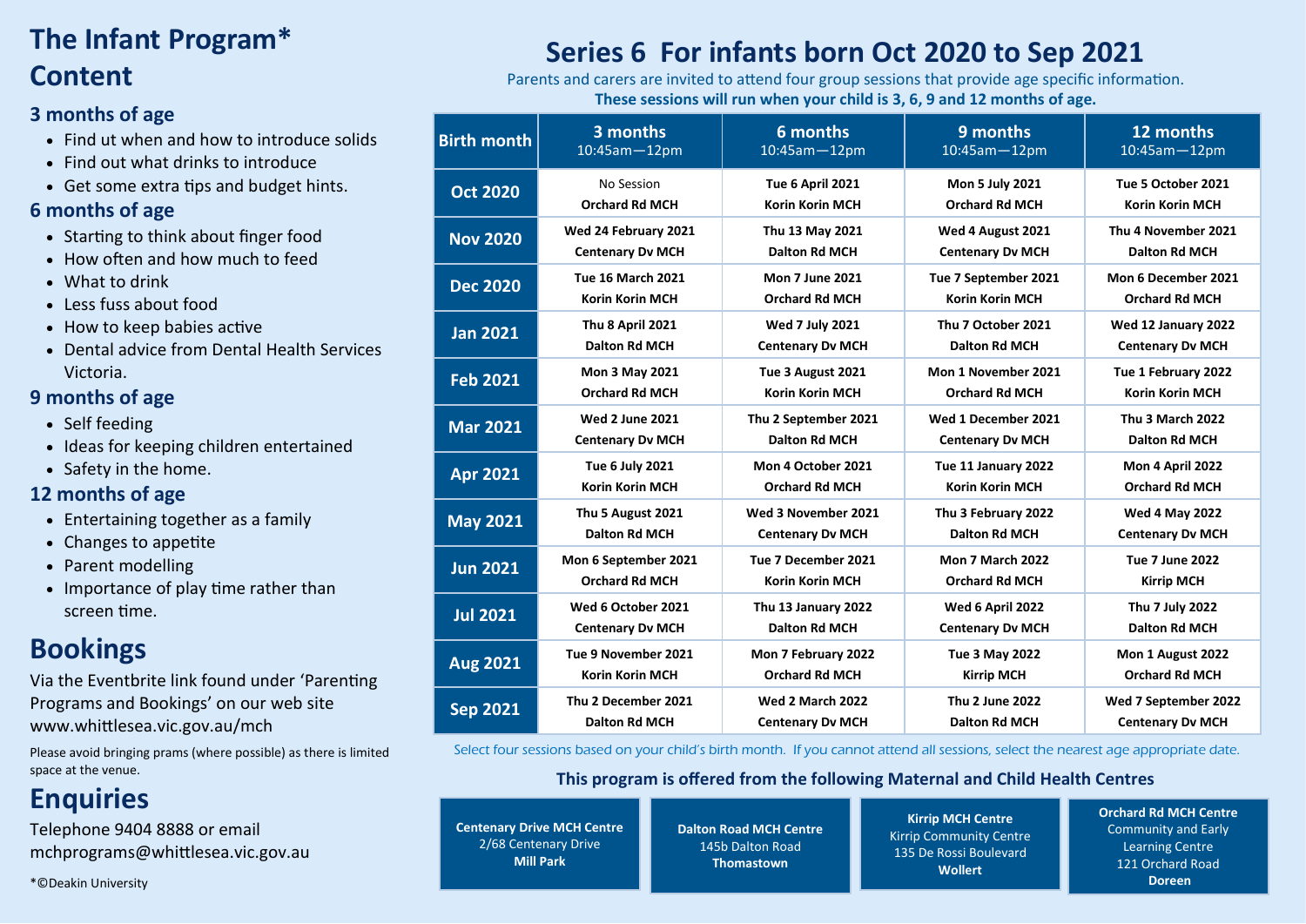# The Infant Program* Content

### 3 months of age

- Find ut when and how to introduce solids
- Find out what drinks to introduce
- Get some extra tips and budget hints.

### 6 months of age

- Starting to think about finger food
- How often and how much to feed
- What to drink
- Less fuss about food
- How to keep babies active
- Dental advice from Dental Health Services Victoria.

### 9 months of age

- Self feeding
- Ideas for keeping children entertained
- Safety in the home.

### 12 months of age

- Entertaining together as a family
- Changes to appetite
- Parent modelling
- Importance of play time rather than screen time.

## Bookings

Via the Eventbrite link found under 'Parenting Programs and Bookings' on our web site www.whittlesea.vic.gov.au/mch

Please avoid bringing prams (where possible) as there is limited space at the venue.

## Enquiries

Telephone 9404 8888 or email mchprograms@whittlesea.vic.gov.au

*©Deakin University

# Series 6 For infants born Oct 2020 to Sep 2021

Parents and carers are invited to attend four group sessions that provide age specific information.

**These sessions will run when your child is 3, 6, 9 and 12 months of age.**

| Birth month | 3 months 10:45am—12pm | 6 months 10:45am—12pm | 9 months 10:45am—12pm | 12 months 10:45am—12pm |
|---|---|---|---|---|
| Oct 2020 | No Session Orchard Rd MCH | Tue 6 April 2021 Korin Korin MCH | Mon 5 July 2021 Orchard Rd MCH | Tue 5 October 2021 Korin Korin MCH |
| Nov 2020 | Wed 24 February 2021 Centenary Dv MCH | Thu 13 May 2021 Dalton Rd MCH | Wed 4 August 2021 Centenary Dv MCH | Thu 4 November 2021 Dalton Rd MCH |
| Dec 2020 | Tue 16 March 2021 Korin Korin MCH | Mon 7 June 2021 Orchard Rd MCH | Tue 7 September 2021 Korin Korin MCH | Mon 6 December 2021 Orchard Rd MCH |
| Jan 2021 | Thu 8 April 2021 Dalton Rd MCH | Wed 7 July 2021 Centenary Dv MCH | Thu 7 October 2021 Dalton Rd MCH | Wed 12 January 2022 Centenary Dv MCH |
| Feb 2021 | Mon 3 May 2021 Orchard Rd MCH | Tue 3 August 2021 Korin Korin MCH | Mon 1 November 2021 Orchard Rd MCH | Tue 1 February 2022 Korin Korin MCH |
| Mar 2021 | Wed 2 June 2021 Centenary Dv MCH | Thu 2 September 2021 Dalton Rd MCH | Wed 1 December 2021 Centenary Dv MCH | Thu 3 March 2022 Dalton Rd MCH |
| Apr 2021 | Tue 6 July 2021 Korin Korin MCH | Mon 4 October 2021 Orchard Rd MCH | Tue 11 January 2022 Korin Korin MCH | Mon 4 April 2022 Orchard Rd MCH |
| May 2021 | Thu 5 August 2021 Dalton Rd MCH | Wed 3 November 2021 Centenary Dv MCH | Thu 3 February 2022 Dalton Rd MCH | Wed 4 May 2022 Centenary Dv MCH |
| Jun 2021 | Mon 6 September 2021 Orchard Rd MCH | Tue 7 December 2021 Korin Korin MCH | Mon 7 March 2022 Orchard Rd MCH | Tue 7 June 2022 Kirrip MCH |
| Jul 2021 | Wed 6 October 2021 Centenary Dv MCH | Thu 13 January 2022 Dalton Rd MCH | Wed 6 April 2022 Centenary Dv MCH | Thu 7 July 2022 Dalton Rd MCH |
| Aug 2021 | Tue 9 November 2021 Korin Korin MCH | Mon 7 February 2022 Orchard Rd MCH | Tue 3 May 2022 Kirrip MCH | Mon 1 August 2022 Orchard Rd MCH |
| Sep 2021 | Thu 2 December 2021 Dalton Rd MCH | Wed 2 March 2022 Centenary Dv MCH | Thu 2 June 2022 Dalton Rd MCH | Wed 7 September 2022 Centenary Dv MCH |

*Select four sessions based on your child's birth month. If you cannot attend all sessions, select the nearest age appropriate date.*

### This program is offered from the following Maternal and Child Health Centres

**Centenary Drive MCH Centre**
2/68 Centenary Drive
**Mill Park**

**Dalton Road MCH Centre**
145b Dalton Road
**Thomastown**

**Kirrip MCH Centre**
Kirrip Community Centre
135 De Rossi Boulevard
**Wollert**

**Orchard Rd MCH Centre**
Community and Early Learning Centre
121 Orchard Road
**Doreen**